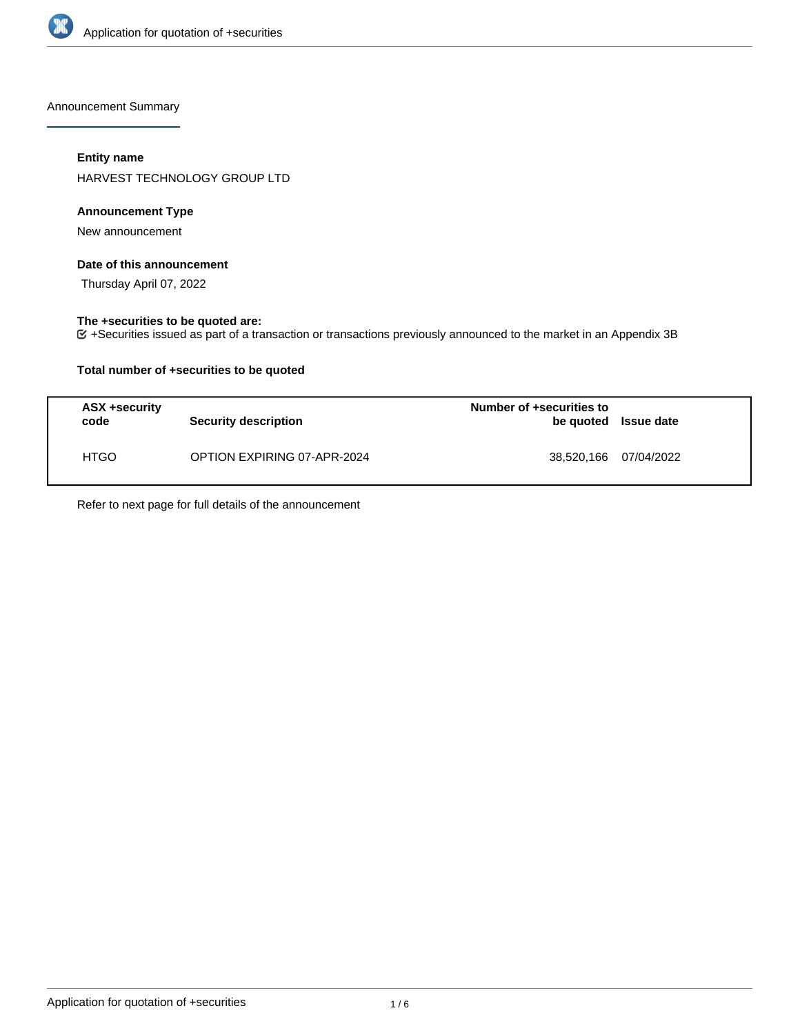Announcement Summary

**Entity name**

HARVEST TECHNOLOGY GROUP LTD

**Announcement Type**

New announcement

**Date of this announcement**

Thursday April 07, 2022

**The +securities to be quoted are:**

☑ +Securities issued as part of a transaction or transactions previously announced to the market in an Appendix 3B

**Total number of +securities to be quoted**

| ASX +security code | Security description | Number of +securities to be quoted | Issue date |
|---|---|---|---|
| HTGO | OPTION EXPIRING 07-APR-2024 | 38,520,166 | 07/04/2022 |

Refer to next page for full details of the announcement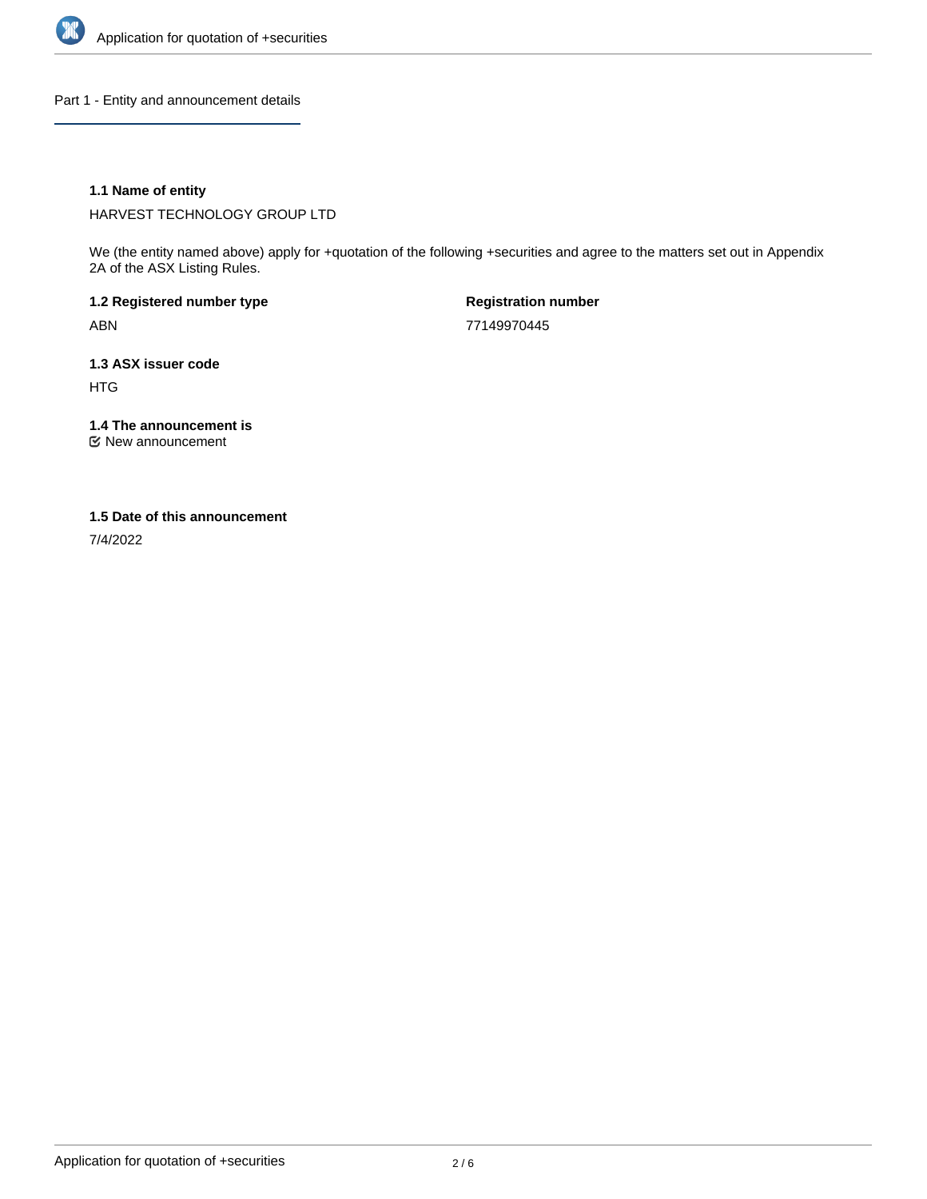## Part 1 - Entity and announcement details

**1.1 Name of entity**

HARVEST TECHNOLOGY GROUP LTD

We (the entity named above) apply for +quotation of the following +securities and agree to the matters set out in Appendix 2A of the ASX Listing Rules.

**1.2 Registered number type**

ABN

**Registration number**

77149970445

**1.3 ASX issuer code**

HTG

**1.4 The announcement is**

☑ New announcement

**1.5 Date of this announcement**

7/4/2022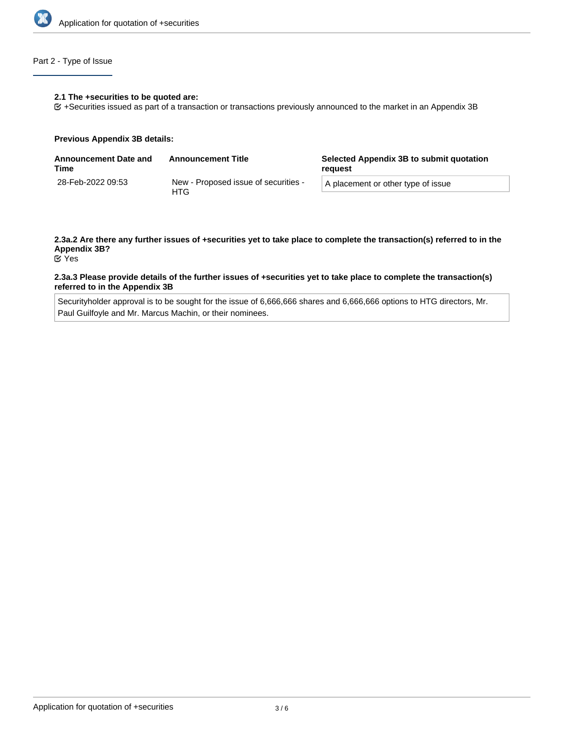## Part 2 - Type of Issue

**2.1 The +securities to be quoted are:**

+Securities issued as part of a transaction or transactions previously announced to the market in an Appendix 3B

**Previous Appendix 3B details:**

| Announcement Date and Time | Announcement Title | Selected Appendix 3B to submit quotation request |
|---|---|---|
| 28-Feb-2022 09:53 | New - Proposed issue of securities - HTG | A placement or other type of issue |

**2.3a.2 Are there any further issues of +securities yet to take place to complete the transaction(s) referred to in the Appendix 3B?**

Yes

**2.3a.3 Please provide details of the further issues of +securities yet to take place to complete the transaction(s) referred to in the Appendix 3B**

Securityholder approval is to be sought for the issue of 6,666,666 shares and 6,666,666 options to HTG directors, Mr. Paul Guilfoyle and Mr. Marcus Machin, or their nominees.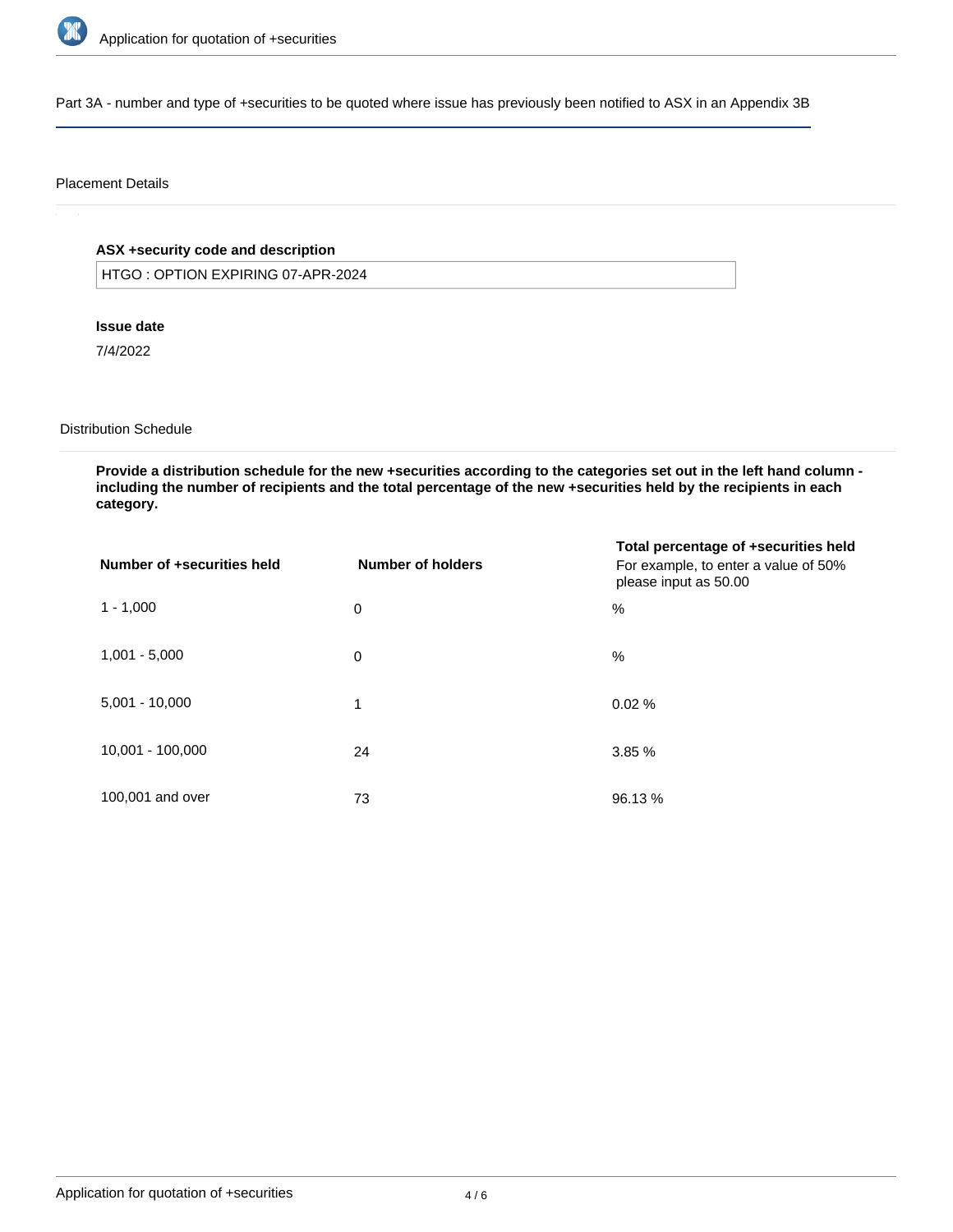Part 3A - number and type of +securities to be quoted where issue has previously been notified to ASX in an Appendix 3B

Placement Details

**ASX +security code and description**

HTGO : OPTION EXPIRING 07-APR-2024

**Issue date**

7/4/2022

Distribution Schedule

**Provide a distribution schedule for the new +securities according to the categories set out in the left hand column - including the number of recipients and the total percentage of the new +securities held by the recipients in each category.**

| Number of +securities held | Number of holders | Total percentage of +securities held For example, to enter a value of 50% please input as 50.00 |
|---|---|---|
| 1 - 1,000 | 0 | % |
| 1,001 - 5,000 | 0 | % |
| 5,001 - 10,000 | 1 | 0.02 % |
| 10,001 - 100,000 | 24 | 3.85 % |
| 100,001 and over | 73 | 96.13 % |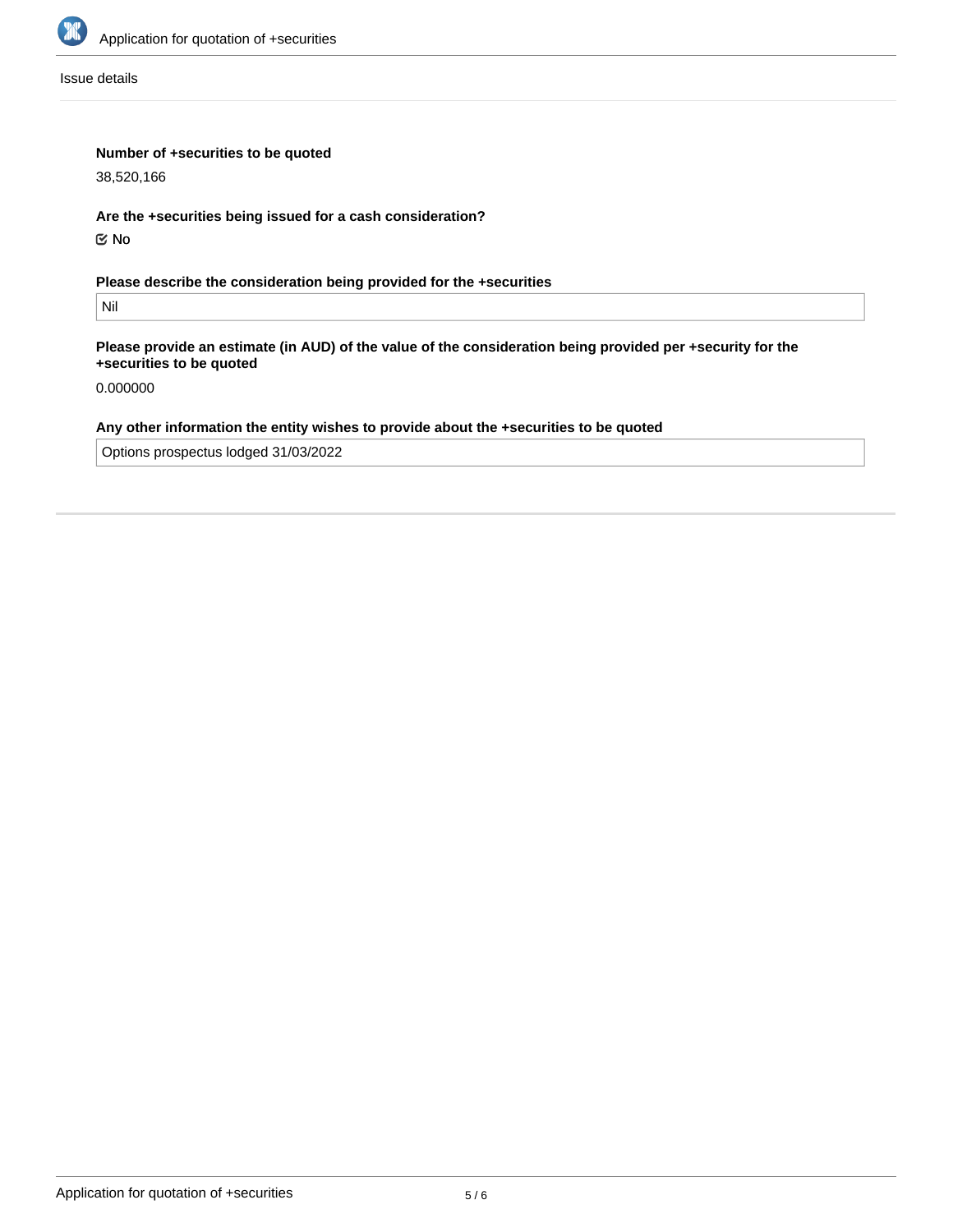Issue details

**Number of +securities to be quoted**

38,520,166

**Are the +securities being issued for a cash consideration?**

☑ No

**Please describe the consideration being provided for the +securities**

Nil

**Please provide an estimate (in AUD) of the value of the consideration being provided per +security for the +securities to be quoted**

0.000000

**Any other information the entity wishes to provide about the +securities to be quoted**

Options prospectus lodged 31/03/2022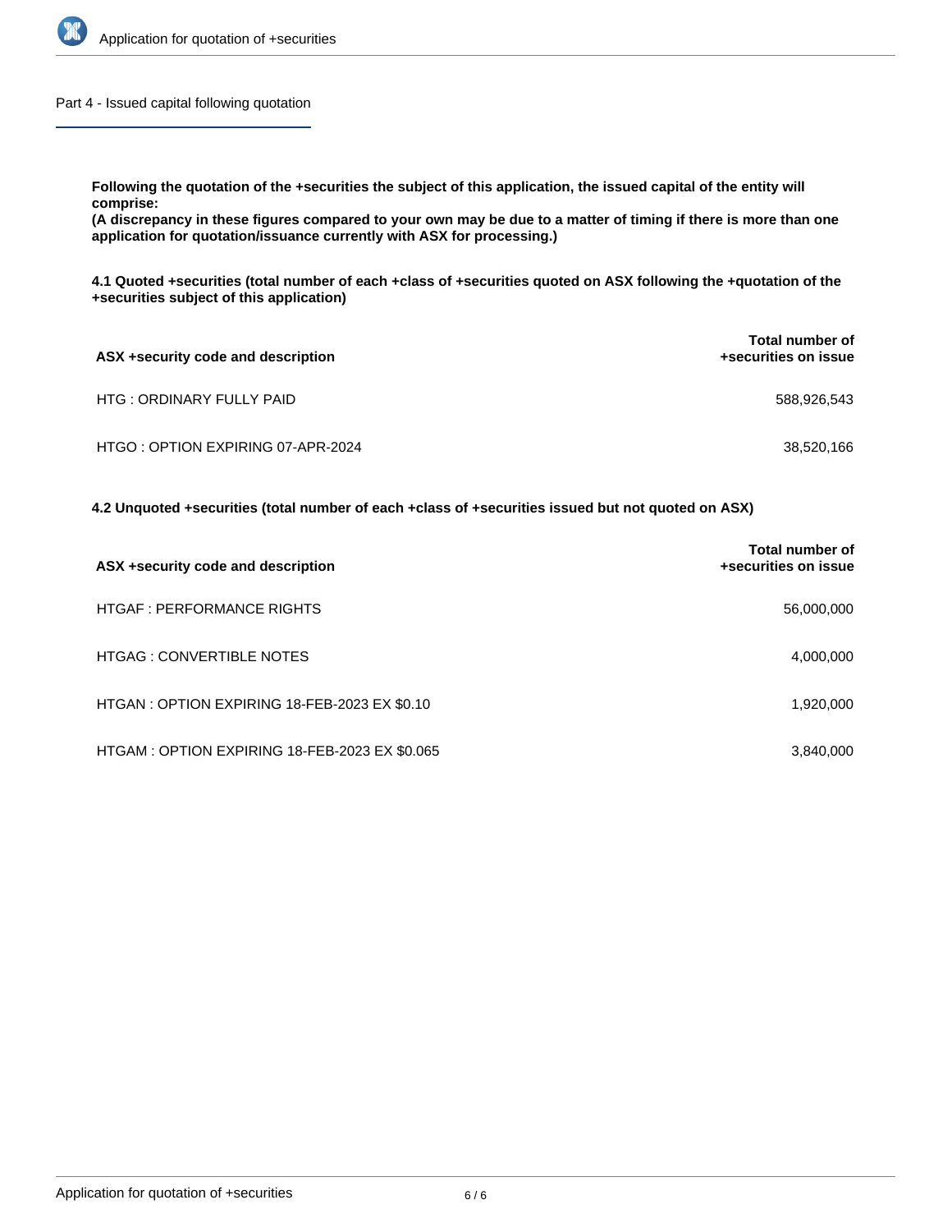## Part 4 - Issued capital following quotation

**Following the quotation of the +securities the subject of this application, the issued capital of the entity will comprise:**
**(A discrepancy in these figures compared to your own may be due to a matter of timing if there is more than one application for quotation/issuance currently with ASX for processing.)**

**4.1 Quoted +securities (total number of each +class of +securities quoted on ASX following the +quotation of the +securities subject of this application)**

| ASX +security code and description | Total number of +securities on issue |
|---|---|
| HTG : ORDINARY FULLY PAID | 588,926,543 |
| HTGO : OPTION EXPIRING 07-APR-2024 | 38,520,166 |

**4.2 Unquoted +securities (total number of each +class of +securities issued but not quoted on ASX)**

| ASX +security code and description | Total number of +securities on issue |
|---|---|
| HTGAF : PERFORMANCE RIGHTS | 56,000,000 |
| HTGAG : CONVERTIBLE NOTES | 4,000,000 |
| HTGAN : OPTION EXPIRING 18-FEB-2023 EX $0.10 | 1,920,000 |
| HTGAM : OPTION EXPIRING 18-FEB-2023 EX $0.065 | 3,840,000 |